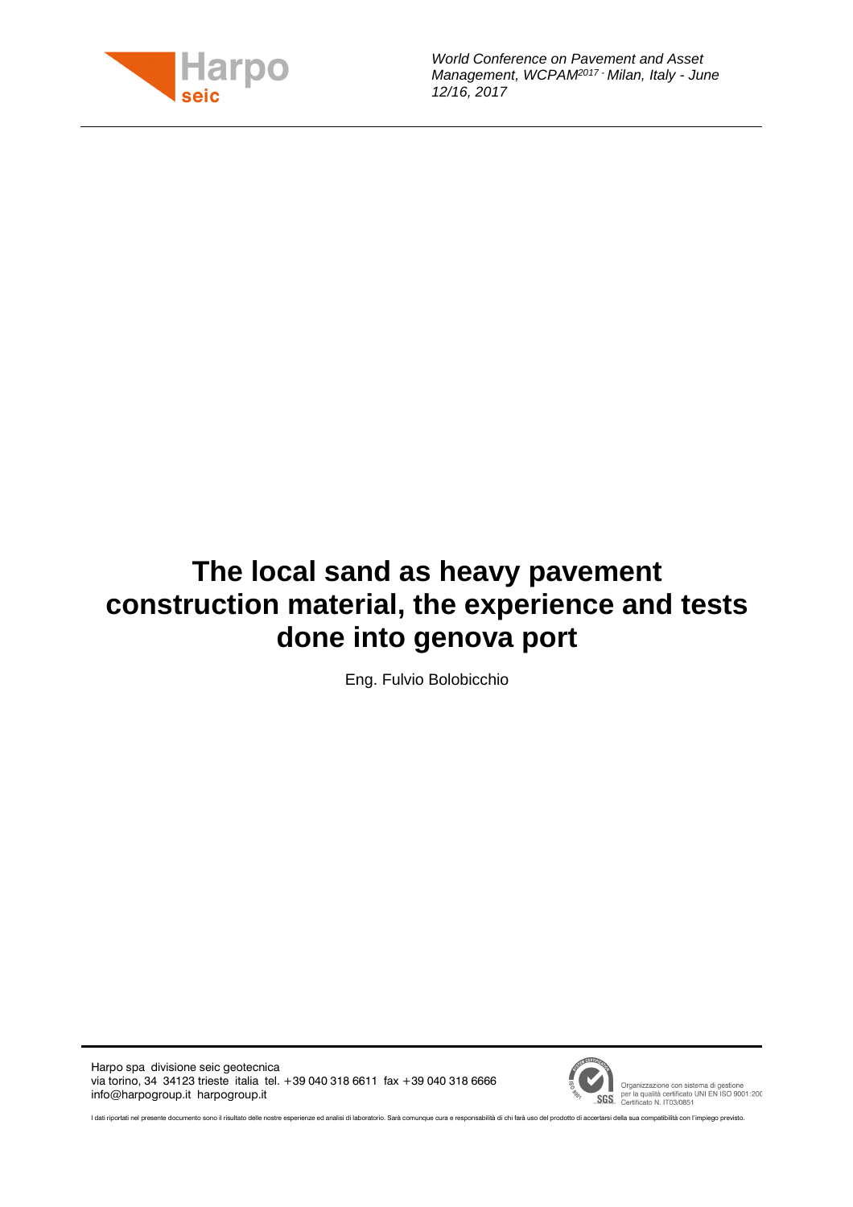*World Conference on Pavement and Asset Management, WCPAM2017 - Milan, Italy - June 12/16, 2017*

# The local sand as heavy pavement construction material, the experience and tests done into genova port

Eng. Fulvio Bolobicchio

Harpo spa divisione seic geotecnica
via torino, 34 34123 trieste italia tel. +39 040 318 6611 fax +39 040 318 6666
info@harpogroup.it harpogroup.it

Organizzazione con sistema di gestione per la qualità certificato UNI EN ISO 9001:200
Certificato N. IT03/0851

I dati riportati nel presente documento sono il risultato delle nostre esperienze ed analisi di laboratorio. Sarà comunque cura e responsabilità di chi farà uso del prodotto di accertarsi della sua compatibilità con l'impiego previsto.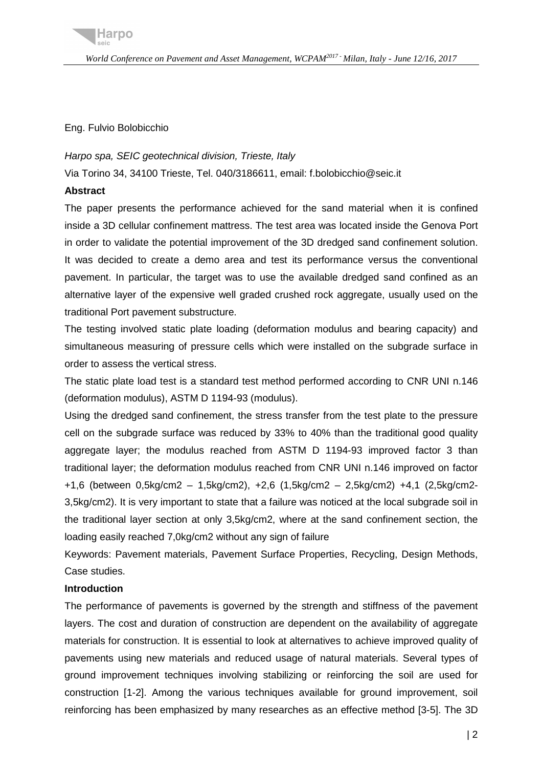Eng. Fulvio Bolobicchio

*Harpo spa, SEIC geotechnical division, Trieste, Italy*

Via Torino 34, 34100 Trieste, Tel. 040/3186611, email: f.bolobicchio@seic.it

**Abstract**

The paper presents the performance achieved for the sand material when it is confined inside a 3D cellular confinement mattress. The test area was located inside the Genova Port in order to validate the potential improvement of the 3D dredged sand confinement solution. It was decided to create a demo area and test its performance versus the conventional pavement. In particular, the target was to use the available dredged sand confined as an alternative layer of the expensive well graded crushed rock aggregate, usually used on the traditional Port pavement substructure.

The testing involved static plate loading (deformation modulus and bearing capacity) and simultaneous measuring of pressure cells which were installed on the subgrade surface in order to assess the vertical stress.

The static plate load test is a standard test method performed according to CNR UNI n.146 (deformation modulus), ASTM D 1194-93 (modulus).

Using the dredged sand confinement, the stress transfer from the test plate to the pressure cell on the subgrade surface was reduced by 33% to 40% than the traditional good quality aggregate layer; the modulus reached from ASTM D 1194-93 improved factor 3 than traditional layer; the deformation modulus reached from CNR UNI n.146 improved on factor +1,6 (between 0,5kg/cm2 – 1,5kg/cm2), +2,6 (1,5kg/cm2 – 2,5kg/cm2) +4,1 (2,5kg/cm2-3,5kg/cm2). It is very important to state that a failure was noticed at the local subgrade soil in the traditional layer section at only 3,5kg/cm2, where at the sand confinement section, the loading easily reached 7,0kg/cm2 without any sign of failure

Keywords: Pavement materials, Pavement Surface Properties, Recycling, Design Methods, Case studies.

**Introduction**

The performance of pavements is governed by the strength and stiffness of the pavement layers. The cost and duration of construction are dependent on the availability of aggregate materials for construction. It is essential to look at alternatives to achieve improved quality of pavements using new materials and reduced usage of natural materials. Several types of ground improvement techniques involving stabilizing or reinforcing the soil are used for construction [1-2]. Among the various techniques available for ground improvement, soil reinforcing has been emphasized by many researches as an effective method [3-5]. The 3D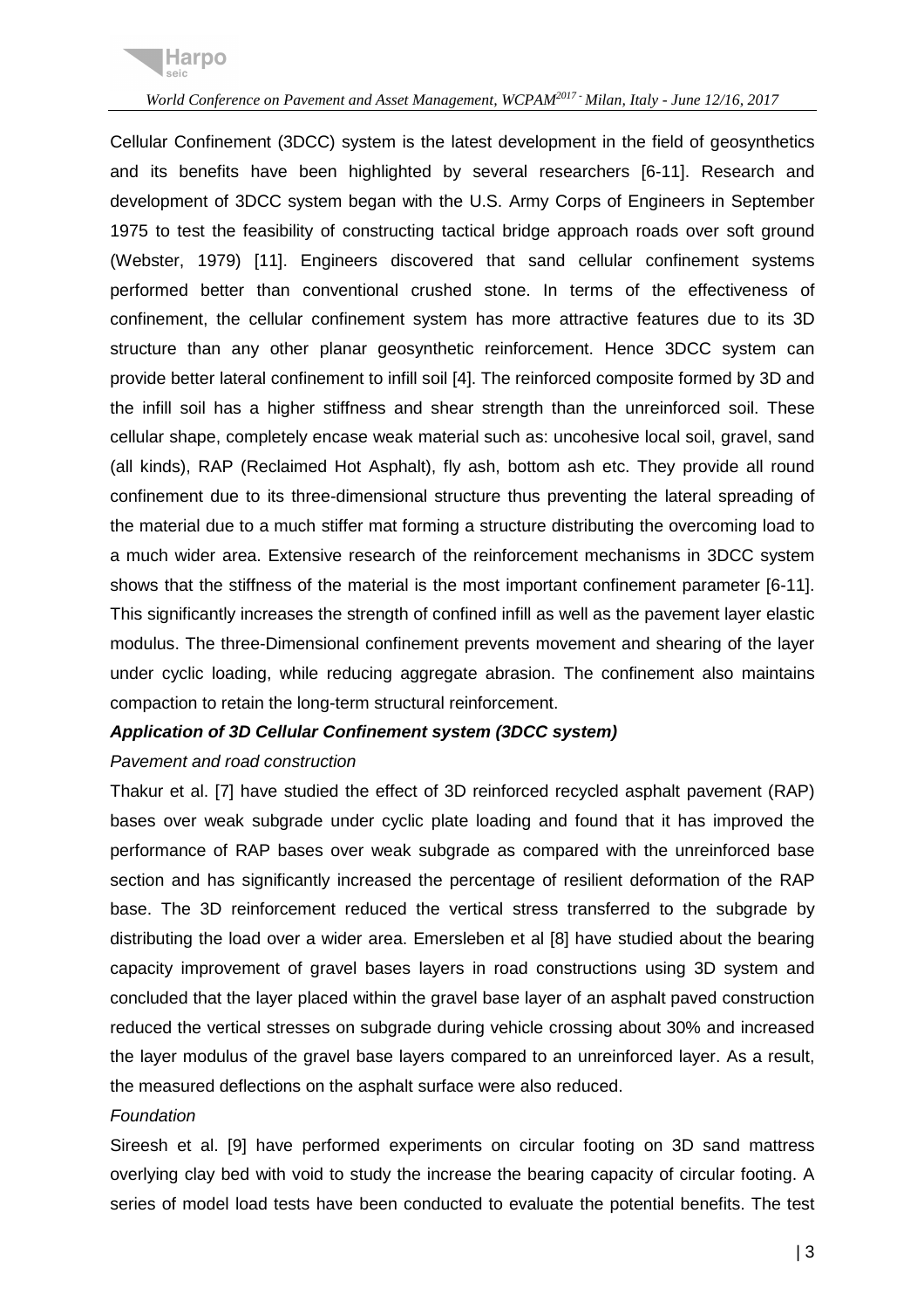Cellular Confinement (3DCC) system is the latest development in the field of geosynthetics and its benefits have been highlighted by several researchers [6-11]. Research and development of 3DCC system began with the U.S. Army Corps of Engineers in September 1975 to test the feasibility of constructing tactical bridge approach roads over soft ground (Webster, 1979) [11]. Engineers discovered that sand cellular confinement systems performed better than conventional crushed stone. In terms of the effectiveness of confinement, the cellular confinement system has more attractive features due to its 3D structure than any other planar geosynthetic reinforcement. Hence 3DCC system can provide better lateral confinement to infill soil [4]. The reinforced composite formed by 3D and the infill soil has a higher stiffness and shear strength than the unreinforced soil. These cellular shape, completely encase weak material such as: uncohesive local soil, gravel, sand (all kinds), RAP (Reclaimed Hot Asphalt), fly ash, bottom ash etc. They provide all round confinement due to its three-dimensional structure thus preventing the lateral spreading of the material due to a much stiffer mat forming a structure distributing the overcoming load to a much wider area. Extensive research of the reinforcement mechanisms in 3DCC system shows that the stiffness of the material is the most important confinement parameter [6-11]. This significantly increases the strength of confined infill as well as the pavement layer elastic modulus. The three-Dimensional confinement prevents movement and shearing of the layer under cyclic loading, while reducing aggregate abrasion. The confinement also maintains compaction to retain the long-term structural reinforcement.

***Application of 3D Cellular Confinement system (3DCC system)***

*Pavement and road construction*

Thakur et al. [7] have studied the effect of 3D reinforced recycled asphalt pavement (RAP) bases over weak subgrade under cyclic plate loading and found that it has improved the performance of RAP bases over weak subgrade as compared with the unreinforced base section and has significantly increased the percentage of resilient deformation of the RAP base. The 3D reinforcement reduced the vertical stress transferred to the subgrade by distributing the load over a wider area. Emersleben et al [8] have studied about the bearing capacity improvement of gravel bases layers in road constructions using 3D system and concluded that the layer placed within the gravel base layer of an asphalt paved construction reduced the vertical stresses on subgrade during vehicle crossing about 30% and increased the layer modulus of the gravel base layers compared to an unreinforced layer. As a result, the measured deflections on the asphalt surface were also reduced.

*Foundation*

Sireesh et al. [9] have performed experiments on circular footing on 3D sand mattress overlying clay bed with void to study the increase the bearing capacity of circular footing. A series of model load tests have been conducted to evaluate the potential benefits. The test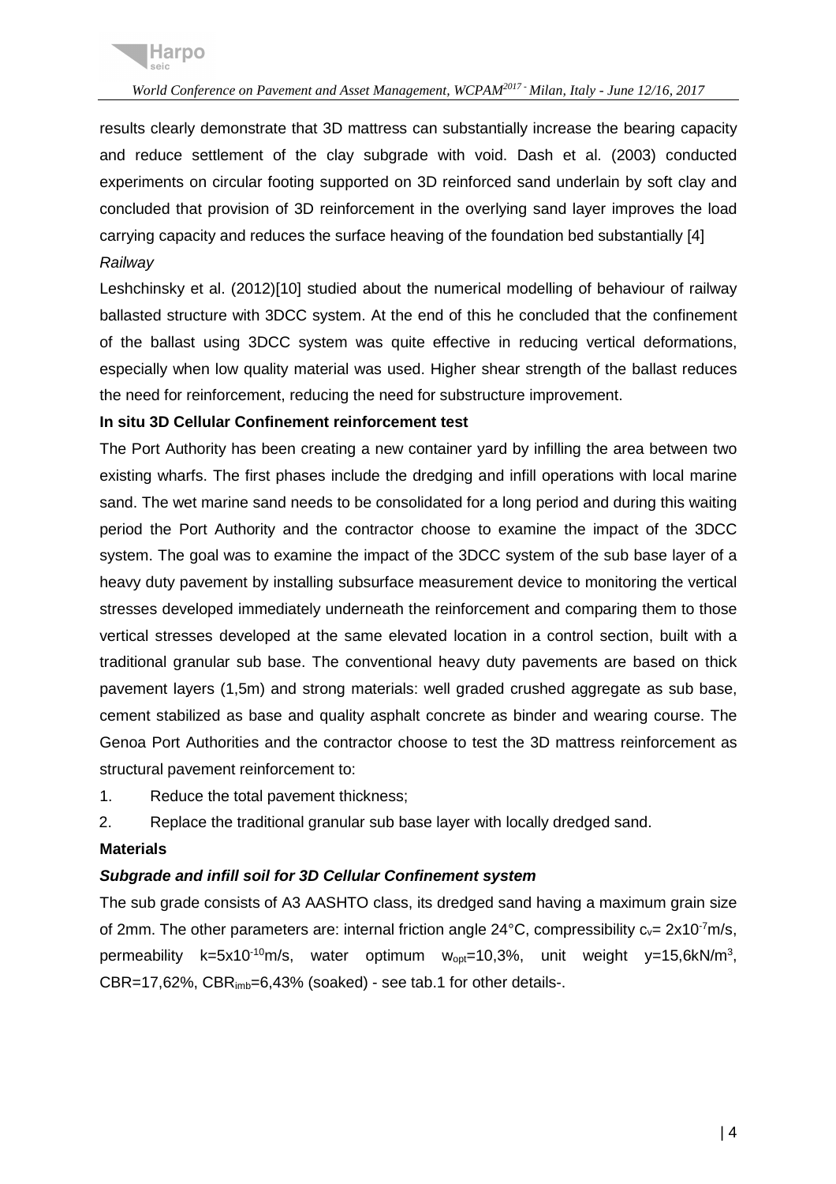results clearly demonstrate that 3D mattress can substantially increase the bearing capacity and reduce settlement of the clay subgrade with void. Dash et al. (2003) conducted experiments on circular footing supported on 3D reinforced sand underlain by soft clay and concluded that provision of 3D reinforcement in the overlying sand layer improves the load carrying capacity and reduces the surface heaving of the foundation bed substantially [4]

*Railway*

Leshchinsky et al. (2012)[10] studied about the numerical modelling of behaviour of railway ballasted structure with 3DCC system. At the end of this he concluded that the confinement of the ballast using 3DCC system was quite effective in reducing vertical deformations, especially when low quality material was used. Higher shear strength of the ballast reduces the need for reinforcement, reducing the need for substructure improvement.

**In situ 3D Cellular Confinement reinforcement test**

The Port Authority has been creating a new container yard by infilling the area between two existing wharfs. The first phases include the dredging and infill operations with local marine sand. The wet marine sand needs to be consolidated for a long period and during this waiting period the Port Authority and the contractor choose to examine the impact of the 3DCC system. The goal was to examine the impact of the 3DCC system of the sub base layer of a heavy duty pavement by installing subsurface measurement device to monitoring the vertical stresses developed immediately underneath the reinforcement and comparing them to those vertical stresses developed at the same elevated location in a control section, built with a traditional granular sub base. The conventional heavy duty pavements are based on thick pavement layers (1,5m) and strong materials: well graded crushed aggregate as sub base, cement stabilized as base and quality asphalt concrete as binder and wearing course. The Genoa Port Authorities and the contractor choose to test the 3D mattress reinforcement as structural pavement reinforcement to:

1. Reduce the total pavement thickness;
2. Replace the traditional granular sub base layer with locally dredged sand.

**Materials**

***Subgrade and infill soil for 3D Cellular Confinement system***

The sub grade consists of A3 AASHTO class, its dredged sand having a maximum grain size of 2mm. The other parameters are: internal friction angle 24°C, compressibility $c_v = 2x10^{-7}$m/s, permeability $k=5x10^{-10}$m/s, water optimum $w_{opt}=10,3\%$, unit weight $y=15,6kN/m^3$, CBR=17,62%, $CBR_{imb}=6,43\%$ (soaked) - see tab.1 for other details-.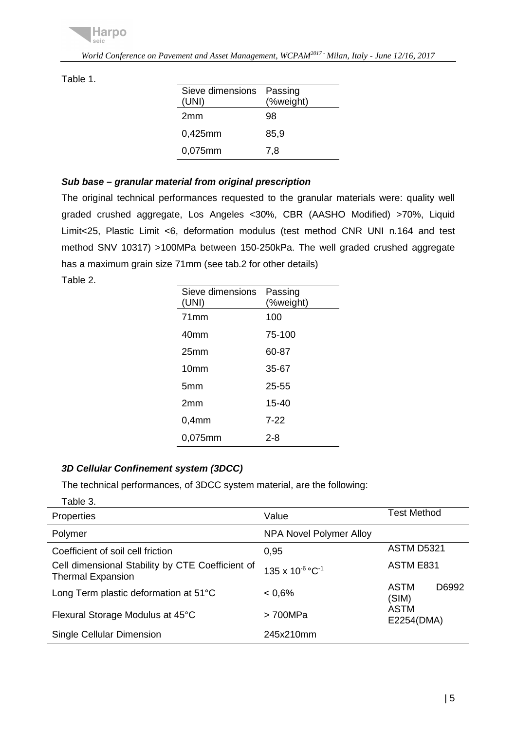Table 1.

| Sieve dimensions (UNI) | Passing (%weight) |
|---|---|
| 2mm | 98 |
| 0,425mm | 85,9 |
| 0,075mm | 7,8 |

### *Sub base – granular material from original prescription*

The original technical performances requested to the granular materials were: quality well graded crushed aggregate, Los Angeles <30%, CBR (AASHO Modified) >70%, Liquid Limit<25, Plastic Limit <6, deformation modulus (test method CNR UNI n.164 and test method SNV 10317) >100MPa between 150-250kPa. The well graded crushed aggregate has a maximum grain size 71mm (see tab.2 for other details)

Table 2.

| Sieve dimensions (UNI) | Passing (%weight) |
|---|---|
| 71mm | 100 |
| 40mm | 75-100 |
| 25mm | 60-87 |
| 10mm | 35-67 |
| 5mm | 25-55 |
| 2mm | 15-40 |
| 0,4mm | 7-22 |
| 0,075mm | 2-8 |

### *3D Cellular Confinement system (3DCC)*

The technical performances, of 3DCC system material, are the following:

Table 3.

| Properties | Value | Test Method |
|---|---|---|
| Polymer | NPA Novel Polymer Alloy | |
| Coefficient of soil cell friction | 0,95 | ASTM D5321 |
| Cell dimensional Stability by CTE Coefficient of Thermal Expansion | $135 \times 10^{-6}\,°C^{-1}$ | ASTM E831 |
| Long Term plastic deformation at 51°C | < 0,6% | ASTM D6992 (SIM) |
| Flexural Storage Modulus at 45°C | > 700MPa | ASTM E2254(DMA) |
| Single Cellular Dimension | 245x210mm | |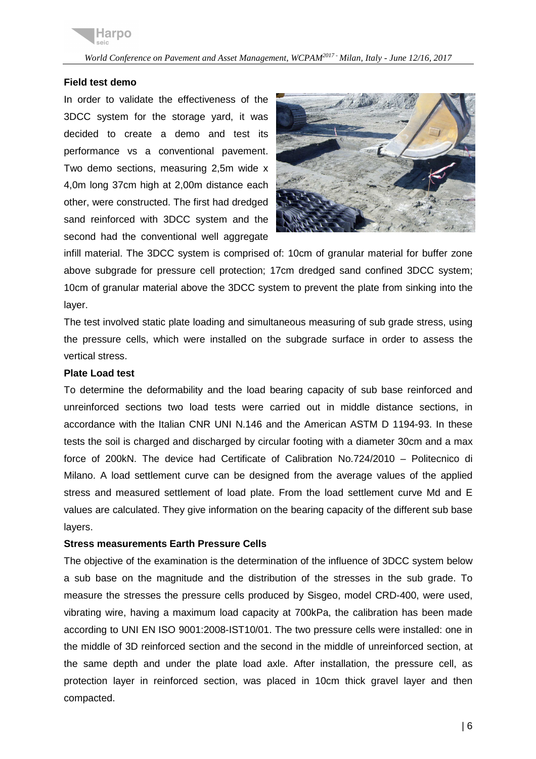**Field test demo**

In order to validate the effectiveness of the 3DCC system for the storage yard, it was decided to create a demo and test its performance vs a conventional pavement. Two demo sections, measuring 2,5m wide x 4,0m long 37cm high at 2,00m distance each other, were constructed. The first had dredged sand reinforced with 3DCC system and the second had the conventional well aggregate infill material. The 3DCC system is comprised of: 10cm of granular material for buffer zone above subgrade for pressure cell protection; 17cm dredged sand confined 3DCC system; 10cm of granular material above the 3DCC system to prevent the plate from sinking into the layer.

The test involved static plate loading and simultaneous measuring of sub grade stress, using the pressure cells, which were installed on the subgrade surface in order to assess the vertical stress.

**Plate Load test**

To determine the deformability and the load bearing capacity of sub base reinforced and unreinforced sections two load tests were carried out in middle distance sections, in accordance with the Italian CNR UNI N.146 and the American ASTM D 1194-93. In these tests the soil is charged and discharged by circular footing with a diameter 30cm and a max force of 200kN. The device had Certificate of Calibration No.724/2010 – Politecnico di Milano. A load settlement curve can be designed from the average values of the applied stress and measured settlement of load plate. From the load settlement curve Md and E values are calculated. They give information on the bearing capacity of the different sub base layers.

**Stress measurements Earth Pressure Cells**

The objective of the examination is the determination of the influence of 3DCC system below a sub base on the magnitude and the distribution of the stresses in the sub grade. To measure the stresses the pressure cells produced by Sisgeo, model CRD-400, were used, vibrating wire, having a maximum load capacity at 700kPa, the calibration has been made according to UNI EN ISO 9001:2008-IST10/01. The two pressure cells were installed: one in the middle of 3D reinforced section and the second in the middle of unreinforced section, at the same depth and under the plate load axle. After installation, the pressure cell, as protection layer in reinforced section, was placed in 10cm thick gravel layer and then compacted.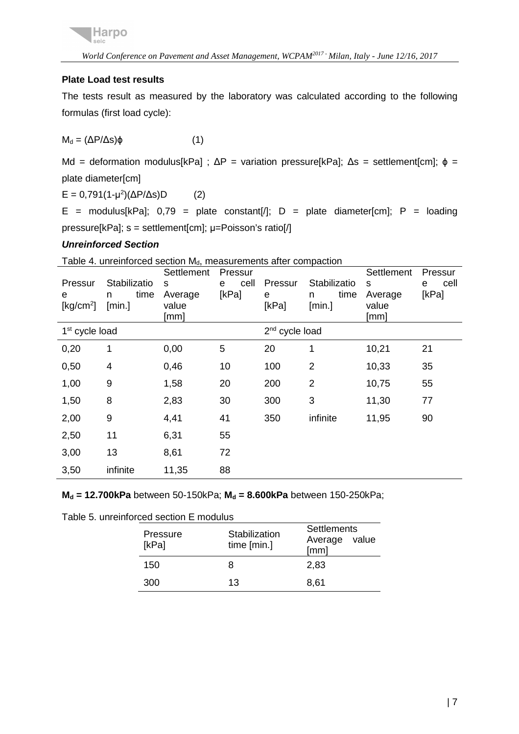**Plate Load test results**

The tests result as measured by the laboratory was calculated according to the following formulas (first load cycle):

$M_d = (\Delta P/\Delta s)\phi$ (1)

Md = deformation modulus[kPa] ; $\Delta P$ = variation pressure[kPa]; $\Delta s$ = settlement[cm]; $\phi$ = plate diameter[cm]

$E = 0,791(1-\mu^2)(\Delta P/\Delta s)D$ (2)

E = modulus[kPa]; 0,79 = plate constant[/]; D = plate diameter[cm]; P = loading pressure[kPa]; s = settlement[cm]; μ=Poisson's ratio[/]

***Unreinforced Section***

Table 4. unreinforced section $M_d$, measurements after compaction

| Pressure [kg/cm$^2$] | Stabilization time [min.] | Settlements Average value [mm] | Pressure cell [kPa] | Pressure [kPa] | Stabilization time [min.] | Settlements Average value [mm] | Pressure cell [kPa] |
|---|---|---|---|---|---|---|---|
| 1st cycle load | | | | 2nd cycle load | | | |
| 0,20 | 1 | 0,00 | 5 | 20 | 1 | 10,21 | 21 |
| 0,50 | 4 | 0,46 | 10 | 100 | 2 | 10,33 | 35 |
| 1,00 | 9 | 1,58 | 20 | 200 | 2 | 10,75 | 55 |
| 1,50 | 8 | 2,83 | 30 | 300 | 3 | 11,30 | 77 |
| 2,00 | 9 | 4,41 | 41 | 350 | infinite | 11,95 | 90 |
| 2,50 | 11 | 6,31 | 55 | | | | |
| 3,00 | 13 | 8,61 | 72 | | | | |
| 3,50 | infinite | 11,35 | 88 | | | | |

**$M_d$ = 12.700kPa** between 50-150kPa; **$M_d$ = 8.600kPa** between 150-250kPa;

Table 5. unreinforced section E modulus

| Pressure [kPa] | Stabilization time [min.] | Settlements Average value [mm] |
|---|---|---|
| 150 | 8 | 2,83 |
| 300 | 13 | 8,61 |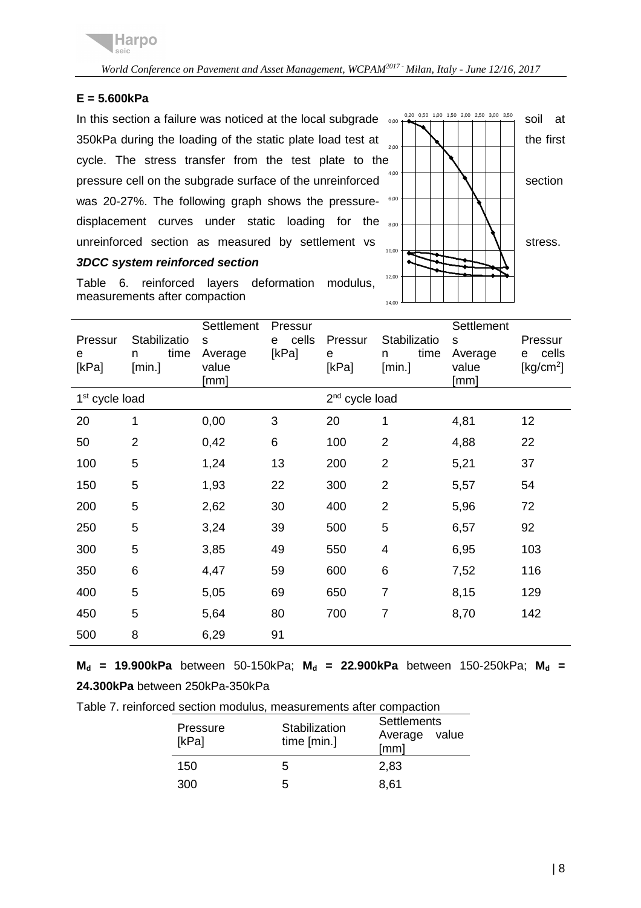**E = 5.600kPa**

In this section a failure was noticed at the local subgrade soil at 350kPa during the loading of the static plate load test at the first cycle. The stress transfer from the test plate to the pressure cell on the subgrade surface of the unreinforced section was 20-27%. The following graph shows the pressure-displacement curves under static loading for the unreinforced section as measured by settlement vs stress.

***3DCC system reinforced section***

Table 6. reinforced layers deformation modulus, measurements after compaction

| Pressure [kPa] | Stabilization time [min.] | Settlements Average value [mm] | Pressure cells [kPa] | Pressure [kPa] | Stabilization time [min.] | Settlements Average value [mm] | Pressure cells [kg/cm$^2$] |
|---|---|---|---|---|---|---|---|
| 1st cycle load | | | | 2nd cycle load | | | |
| 20 | 1 | 0,00 | 3 | 20 | 1 | 4,81 | 12 |
| 50 | 2 | 0,42 | 6 | 100 | 2 | 4,88 | 22 |
| 100 | 5 | 1,24 | 13 | 200 | 2 | 5,21 | 37 |
| 150 | 5 | 1,93 | 22 | 300 | 2 | 5,57 | 54 |
| 200 | 5 | 2,62 | 30 | 400 | 2 | 5,96 | 72 |
| 250 | 5 | 3,24 | 39 | 500 | 5 | 6,57 | 92 |
| 300 | 5 | 3,85 | 49 | 550 | 4 | 6,95 | 103 |
| 350 | 6 | 4,47 | 59 | 600 | 6 | 7,52 | 116 |
| 400 | 5 | 5,05 | 69 | 650 | 7 | 8,15 | 129 |
| 450 | 5 | 5,64 | 80 | 700 | 7 | 8,70 | 142 |
| 500 | 8 | 6,29 | 91 | | | | |

**$M_d$ = 19.900kPa** between 50-150kPa; **$M_d$ = 22.900kPa** between 150-250kPa; **$M_d$ = 24.300kPa** between 250kPa-350kPa

Table 7. reinforced section modulus, measurements after compaction

| Pressure [kPa] | Stabilization time [min.] | Settlements Average value [mm] |
|---|---|---|
| 150 | 5 | 2,83 |
| 300 | 5 | 8,61 |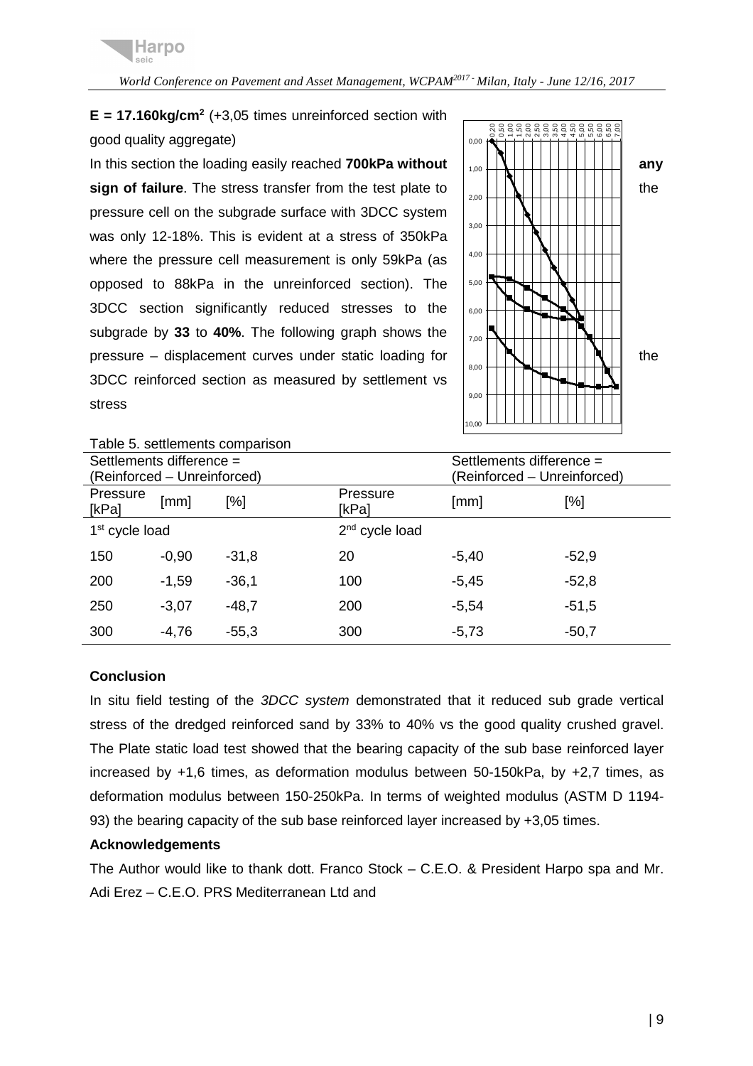**E = 17.160kg/cm²** (+3,05 times unreinforced section with good quality aggregate)

In this section the loading easily reached **700kPa without any sign of failure**. The stress transfer from the test plate to the pressure cell on the subgrade surface with 3DCC system was only 12-18%. This is evident at a stress of 350kPa where the pressure cell measurement is only 59kPa (as opposed to 88kPa in the unreinforced section). The 3DCC section significantly reduced stresses to the subgrade by **33** to **40%**. The following graph shows the pressure – displacement curves under static loading for the 3DCC reinforced section as measured by settlement vs stress

Table 5. settlements comparison

| Settlements difference = (Reinforced – Unreinforced) | | | Settlements difference = (Reinforced – Unreinforced) | | |
|---|---|---|---|---|---|
| Pressure [kPa] | [mm] | [%] | Pressure [kPa] | [mm] | [%] |
| 1st cycle load | | | 2nd cycle load | | |
| 150 | -0,90 | -31,8 | 20 | -5,40 | -52,9 |
| 200 | -1,59 | -36,1 | 100 | -5,45 | -52,8 |
| 250 | -3,07 | -48,7 | 200 | -5,54 | -51,5 |
| 300 | -4,76 | -55,3 | 300 | -5,73 | -50,7 |

### Conclusion

In situ field testing of the *3DCC system* demonstrated that it reduced sub grade vertical stress of the dredged reinforced sand by 33% to 40% vs the good quality crushed gravel. The Plate static load test showed that the bearing capacity of the sub base reinforced layer increased by +1,6 times, as deformation modulus between 50-150kPa, by +2,7 times, as deformation modulus between 150-250kPa. In terms of weighted modulus (ASTM D 1194-93) the bearing capacity of the sub base reinforced layer increased by +3,05 times.

### Acknowledgements

The Author would like to thank dott. Franco Stock – C.E.O. & President Harpo spa and Mr. Adi Erez – C.E.O. PRS Mediterranean Ltd and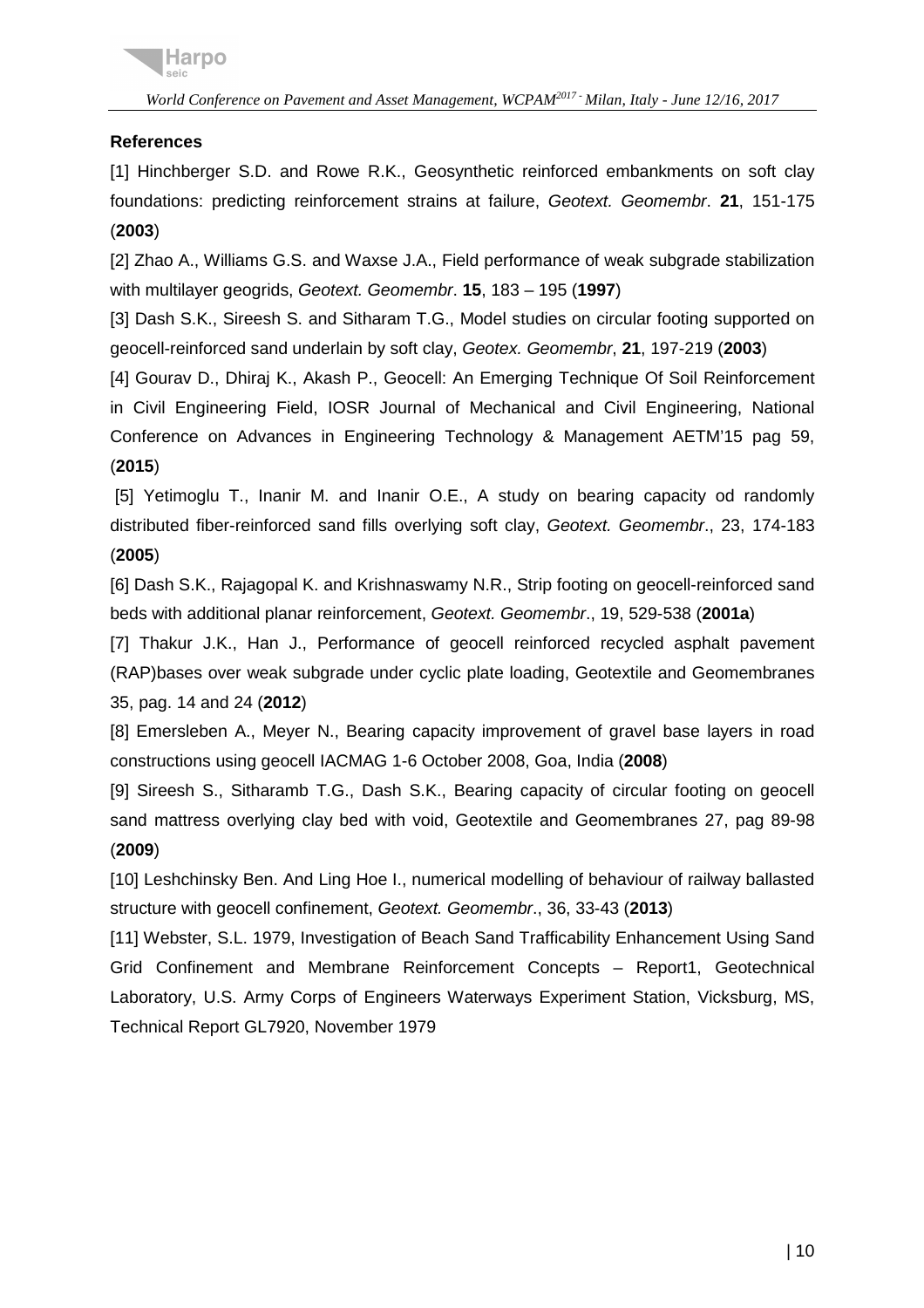**References**

[1] Hinchberger S.D. and Rowe R.K., Geosynthetic reinforced embankments on soft clay foundations: predicting reinforcement strains at failure, *Geotext. Geomembr*. **21**, 151-175 (**2003**)

[2] Zhao A., Williams G.S. and Waxse J.A., Field performance of weak subgrade stabilization with multilayer geogrids, *Geotext. Geomembr*. **15**, 183 – 195 (**1997**)

[3] Dash S.K., Sireesh S. and Sitharam T.G., Model studies on circular footing supported on geocell-reinforced sand underlain by soft clay, *Geotex. Geomembr*, **21**, 197-219 (**2003**)

[4] Gourav D., Dhiraj K., Akash P., Geocell: An Emerging Technique Of Soil Reinforcement in Civil Engineering Field, IOSR Journal of Mechanical and Civil Engineering, National Conference on Advances in Engineering Technology & Management AETM'15 pag 59, (**2015**)

[5] Yetimoglu T., Inanir M. and Inanir O.E., A study on bearing capacity od randomly distributed fiber-reinforced sand fills overlying soft clay, *Geotext. Geomembr*., 23, 174-183 (**2005**)

[6] Dash S.K., Rajagopal K. and Krishnaswamy N.R., Strip footing on geocell-reinforced sand beds with additional planar reinforcement, *Geotext. Geomembr*., 19, 529-538 (**2001a**)

[7] Thakur J.K., Han J., Performance of geocell reinforced recycled asphalt pavement (RAP)bases over weak subgrade under cyclic plate loading, Geotextile and Geomembranes 35, pag. 14 and 24 (**2012**)

[8] Emersleben A., Meyer N., Bearing capacity improvement of gravel base layers in road constructions using geocell IACMAG 1-6 October 2008, Goa, India (**2008**)

[9] Sireesh S., Sitharamb T.G., Dash S.K., Bearing capacity of circular footing on geocell sand mattress overlying clay bed with void, Geotextile and Geomembranes 27, pag 89-98 (**2009**)

[10] Leshchinsky Ben. And Ling Hoe I., numerical modelling of behaviour of railway ballasted structure with geocell confinement, *Geotext. Geomembr*., 36, 33-43 (**2013**)

[11] Webster, S.L. 1979, Investigation of Beach Sand Trafficability Enhancement Using Sand Grid Confinement and Membrane Reinforcement Concepts – Report1, Geotechnical Laboratory, U.S. Army Corps of Engineers Waterways Experiment Station, Vicksburg, MS, Technical Report GL7920, November 1979